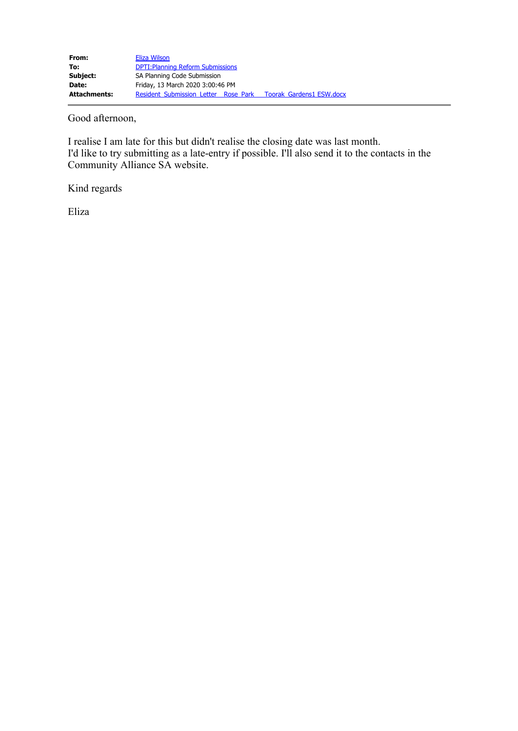**From:** Eliza Wilson
**To:** DPTI:Planning Reform Submissions
**Subject:** SA Planning Code Submission
**Date:** Friday, 13 March 2020 3:00:46 PM
**Attachments:** Resident Submission Letter  Rose Park   Toorak Gardens1 ESW.docx

---

Good afternoon,

I realise I am late for this but didn't realise the closing date was last month.
I'd like to try submitting as a late-entry if possible. I'll also send it to the contacts in the Community Alliance SA website.

Kind regards

Eliza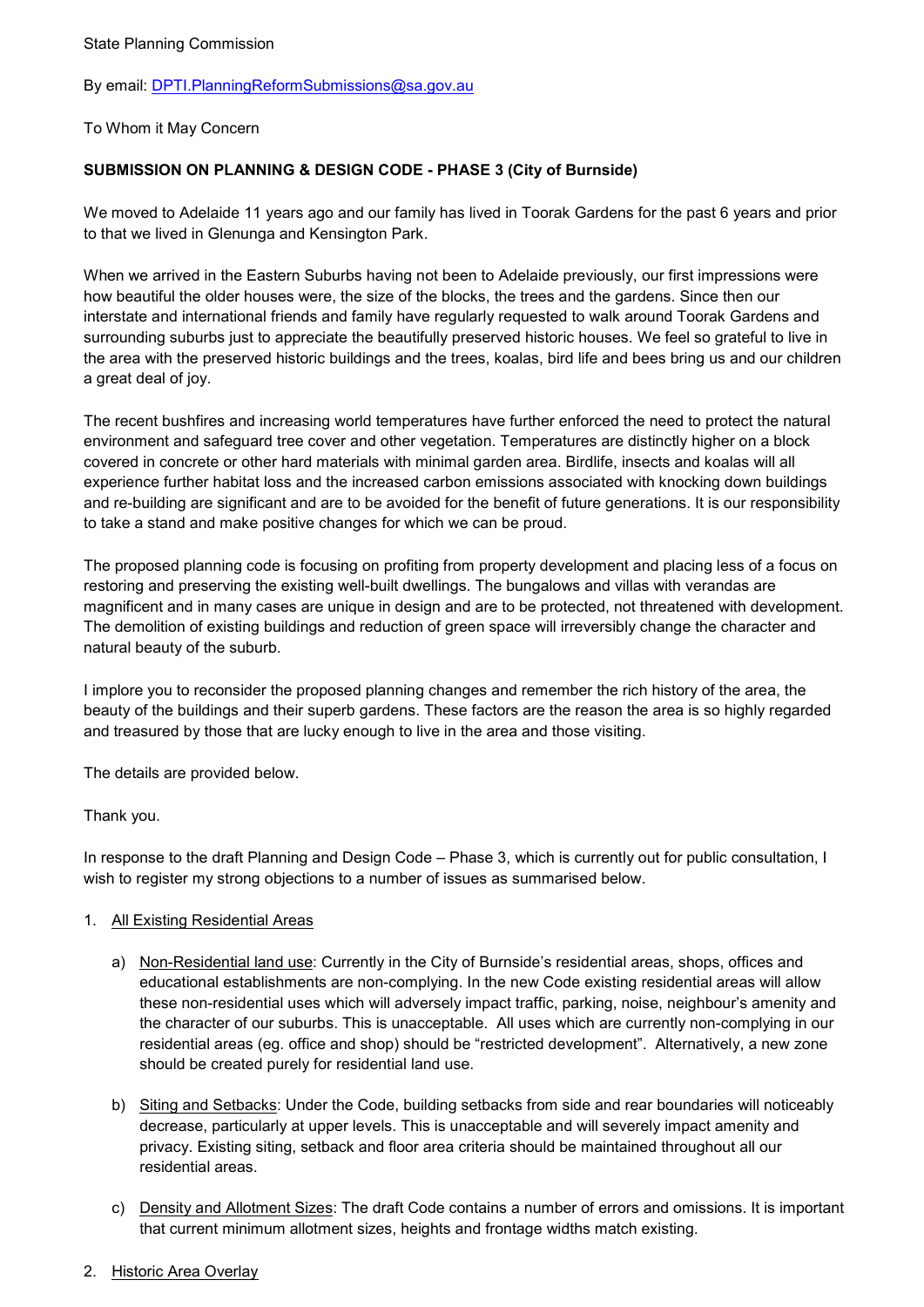State Planning Commission

By email: DPTI.PlanningReformSubmissions@sa.gov.au

To Whom it May Concern

**SUBMISSION ON PLANNING & DESIGN CODE - PHASE 3 (City of Burnside)**

We moved to Adelaide 11 years ago and our family has lived in Toorak Gardens for the past 6 years and prior to that we lived in Glenunga and Kensington Park.

When we arrived in the Eastern Suburbs having not been to Adelaide previously, our first impressions were how beautiful the older houses were, the size of the blocks, the trees and the gardens. Since then our interstate and international friends and family have regularly requested to walk around Toorak Gardens and surrounding suburbs just to appreciate the beautifully preserved historic houses. We feel so grateful to live in the area with the preserved historic buildings and the trees, koalas, bird life and bees bring us and our children a great deal of joy.

The recent bushfires and increasing world temperatures have further enforced the need to protect the natural environment and safeguard tree cover and other vegetation. Temperatures are distinctly higher on a block covered in concrete or other hard materials with minimal garden area. Birdlife, insects and koalas will all experience further habitat loss and the increased carbon emissions associated with knocking down buildings and re-building are significant and are to be avoided for the benefit of future generations. It is our responsibility to take a stand and make positive changes for which we can be proud.

The proposed planning code is focusing on profiting from property development and placing less of a focus on restoring and preserving the existing well-built dwellings. The bungalows and villas with verandas are magnificent and in many cases are unique in design and are to be protected, not threatened with development. The demolition of existing buildings and reduction of green space will irreversibly change the character and natural beauty of the suburb.

I implore you to reconsider the proposed planning changes and remember the rich history of the area, the beauty of the buildings and their superb gardens. These factors are the reason the area is so highly regarded and treasured by those that are lucky enough to live in the area and those visiting.

The details are provided below.

Thank you.

In response to the draft Planning and Design Code – Phase 3, which is currently out for public consultation, I wish to register my strong objections to a number of issues as summarised below.

1. <u>All Existing Residential Areas</u>

    a) <u>Non-Residential land use</u>: Currently in the City of Burnside's residential areas, shops, offices and educational establishments are non-complying. In the new Code existing residential areas will allow these non-residential uses which will adversely impact traffic, parking, noise, neighbour's amenity and the character of our suburbs. This is unacceptable. All uses which are currently non-complying in our residential areas (eg. office and shop) should be "restricted development". Alternatively, a new zone should be created purely for residential land use.

    b) <u>Siting and Setbacks</u>: Under the Code, building setbacks from side and rear boundaries will noticeably decrease, particularly at upper levels. This is unacceptable and will severely impact amenity and privacy. Existing siting, setback and floor area criteria should be maintained throughout all our residential areas.

    c) <u>Density and Allotment Sizes</u>: The draft Code contains a number of errors and omissions. It is important that current minimum allotment sizes, heights and frontage widths match existing.

2. <u>Historic Area Overlay</u>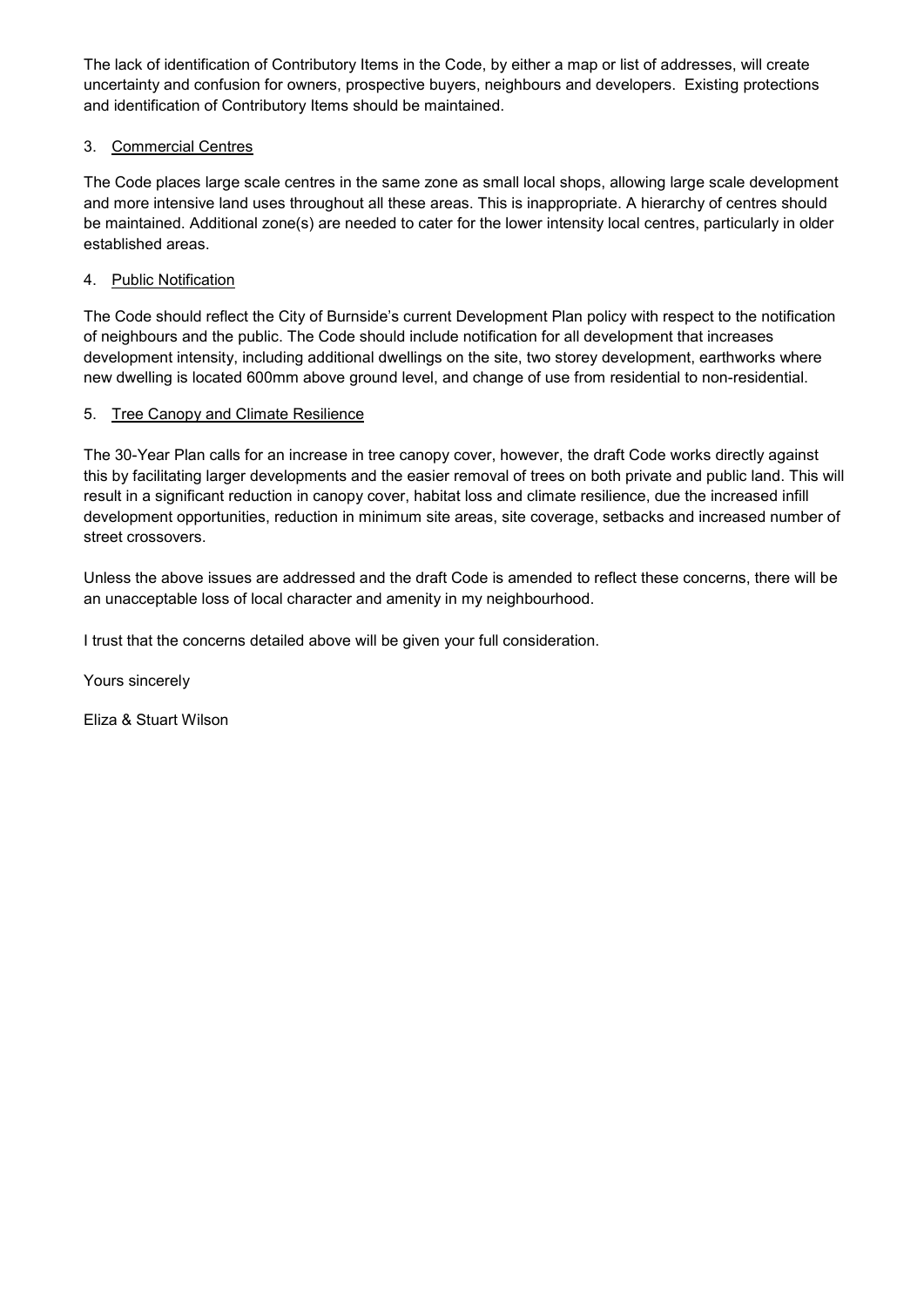The lack of identification of Contributory Items in the Code, by either a map or list of addresses, will create uncertainty and confusion for owners, prospective buyers, neighbours and developers. Existing protections and identification of Contributory Items should be maintained.

3. Commercial Centres

The Code places large scale centres in the same zone as small local shops, allowing large scale development and more intensive land uses throughout all these areas. This is inappropriate. A hierarchy of centres should be maintained. Additional zone(s) are needed to cater for the lower intensity local centres, particularly in older established areas.

4. Public Notification

The Code should reflect the City of Burnside's current Development Plan policy with respect to the notification of neighbours and the public. The Code should include notification for all development that increases development intensity, including additional dwellings on the site, two storey development, earthworks where new dwelling is located 600mm above ground level, and change of use from residential to non-residential.

5. Tree Canopy and Climate Resilience

The 30-Year Plan calls for an increase in tree canopy cover, however, the draft Code works directly against this by facilitating larger developments and the easier removal of trees on both private and public land. This will result in a significant reduction in canopy cover, habitat loss and climate resilience, due the increased infill development opportunities, reduction in minimum site areas, site coverage, setbacks and increased number of street crossovers.

Unless the above issues are addressed and the draft Code is amended to reflect these concerns, there will be an unacceptable loss of local character and amenity in my neighbourhood.

I trust that the concerns detailed above will be given your full consideration.

Yours sincerely

Eliza & Stuart Wilson